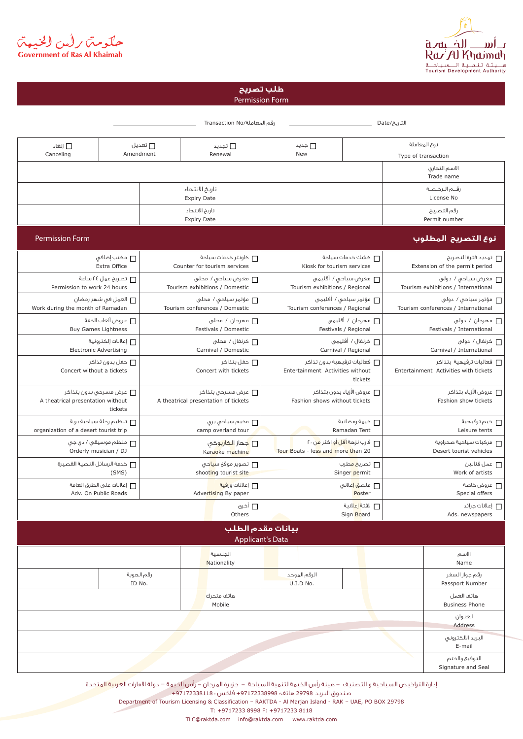حكومة رأس الخيمة
Government of Ras Al Khaimah

رأس الخيمة
Ras Al Khaimah
هيئة تنمية السياحة
Tourism Development Authority

# طلب تصريح
# Permission Form

التاريخ/Date ____________ رقم المعاملة/Transaction No ____________

| نوع المعاملة / Type of transaction | ☐ جديد / New | ☐ تجديد / Renewal | ☐ تعديل / Amendment | ☐ الغاء / Canceling |
|---|---|---|---|---|
| الاسم التجاري / Trade name | | | | |
| رقم الرخصة / License No | | تاريخ الانتهاء / Expiry Date | | |
| رقم التصريح / Permit number | | تاريخ الانتهاء / Expiry Date | | |

## نوع التصريح المطلوب / Permission Form

| | | | |
|---|---|---|---|
| ☐ تمديد فترة التصريح / Extension of the permit period | ☐ كشك خدمات سياحة / Kiosk for tourism services | ☐ كاونتر خدمات سياحة / Counter for tourism services | ☐ مكتب إضافي / Extra Office |
| ☐ معرض سياحي / دولي / Tourism exhibitions / International | ☐ معرض سياحي / أقليمي / Tourism exhibitions / Regional | ☐ معرض سياحي / محلي / Tourism exhibitions / Domestic | ☐ تصريح عمل ٢٤ ساعة / Permission to work 24 hours |
| ☐ مؤتمر سياحي / دولي / Tourism conferences / International | ☐ مؤتمر سياحي / أقليمي / Tourism conferences / Regional | ☐ مؤتمر سياحي / محلي / Tourism conferences / Domestic | ☐ العمل في شهر رمضان / Work during the month of Ramadan |
| ☐ مهرجان / دولي / Festivals / International | ☐ مهرجان / أقليمي / Festivals / Regional | ☐ مهرجان / محلي / Festivals / Domestic | ☐ عروض ألعاب الخفة / Buy Games Lightness |
| ☐ كرنفال / دولي / Carnival / International | ☐ كرنفال / أقليمي / Carnival / Regional | ☐ كرنفال / محلي / Carnival / Domestic | ☐ إعلانات إلكترونية / Electronic Advertising |
| ☐ فعاليات ترفيهية بتذاكر / Entertainment Activities with tickets | ☐ فعاليات ترفيهية بدون تذاكر / Entertainment Activities without tickets | ☐ حفل بتذاكر / Concert with tickets | ☐ حفل بدون تذاكر / Concert without a tickets |
| ☐ عروض الأزياء بتذاكر / Fashion show tickets | ☐ عروض الأزياء بدون تذاكر / Fashion shows without tickets | ☐ عرض مسرحي بتذاكر / A theatrical presentation of tickets | ☐ عرض مسرحي بدون تذاكر / A theatrical presentation without tickets |
| ☐ خيم ترفيهية / Leisure tents | ☐ خيمة رمضانية / Ramadan Tent | ☐ مخيم سياحي بري / camp overland tour | ☐ تنظيم رحلة سياحية برية / organization of a desert tourist trip |
| ☐ مركبات سياحية صحراوية / Desert tourist vehicles | ☐ قارب نزهة أقل أو اكثر من ٢٠ / Tour Boats - less and more than 20 | ☐ جهاز الكاريوكي / Karaoke machine | ☐ منظم موسيقي / دي جي / Orderly musician / DJ |
| ☐ عمل فنانين / Work of artists | ☐ تصريح مطرب / Singer permit | ☐ تصوير موقع سياحي / shooting tourist site | ☐ خدمة الرسائل النصية القصيرة / (SMS) |
| ☐ عروض خاصة / Special offers | ☐ ملصق إعلاني / Poster | ☐ إعلانات ورقية / Advertising By paper | ☐ إعلانات على الطرق العامة / Adv. On Public Roads |
| ☐ إعلانات جرائد / Ads. newspapers | ☐ لافتة إعلانية / Sign Board | ☐ أخرى / Others | |

## بيانات مقدم الطلب / Applicant's Data

| | | | | |
|---|---|---|---|---|
| الاسم / Name | | | الجنسية / Nationality | |
| رقم جواز السفر / Passport Number | | الرقم الموحد / U.I.D No. | | رقم الهوية / ID No. |
| هاتف العمل / Business Phone | | | هاتف متحرك / Mobile | |
| العنوان / Address | | | | |
| البريد الالكتروني / E-mail | | | | |
| التوقيع والختم / Signature and Seal | | | | |

إدارة التراخيص السياحية و التصنيف – هيئة رأس الخيمة لتنمية السياحة – جزيرة المرجان – رأس الخيمة – دولة الامارات العربية المتحدة
صندوق البريد 29798 هاتف: +97172338998 فاكس: +97172338118
Department of Tourism Licensing & Classification – RAKTDA - Al Marjan Island - RAK – UAE, PO BOX 29798
T: +9717233 8998 F: +9717233 8118
TLC@raktda.com info@raktda.com www.raktda.com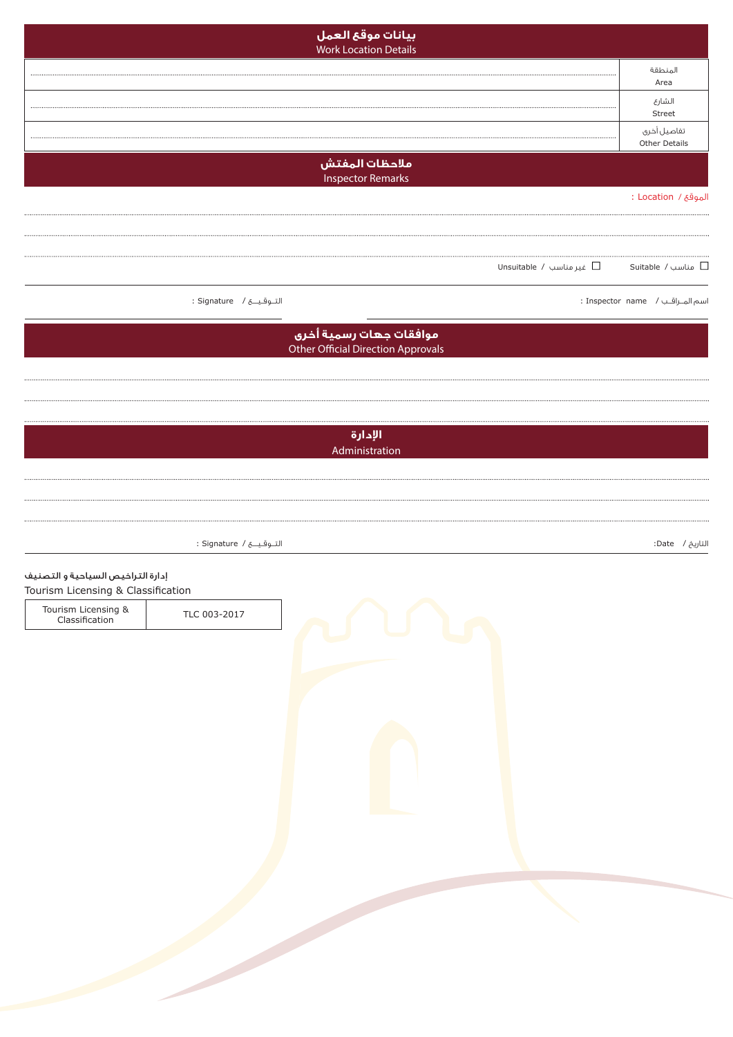## بيانات موقع العمل
## Work Location Details

| | |
|---|---|
| ........................................ | المنطقة Area |
| ........................................ | الشارع Street |
| ........................................ | تفاصيل أخرى Other Details |

## ملاحظات المفتش
## Inspector Remarks

الموقع / Location :

........................................

........................................

☐ مناسب / Suitable ☐ غير مناسب / Unsuitable

اسم المـراقـب / Inspector name :

التـوقـيـع / Signature :

## موافقات جهات رسمية أخرى
## Other Official Direction Approvals

........................................

........................................

........................................

## الإدارة
## Administration

........................................

........................................

........................................

التاريخ / Date:

التـوقـيـع / Signature :

إدارة التراخيص السياحية و التصنيف
Tourism Licensing & Classification

| | |
|---|---|
| Tourism Licensing & Classification | TLC 003-2017 |